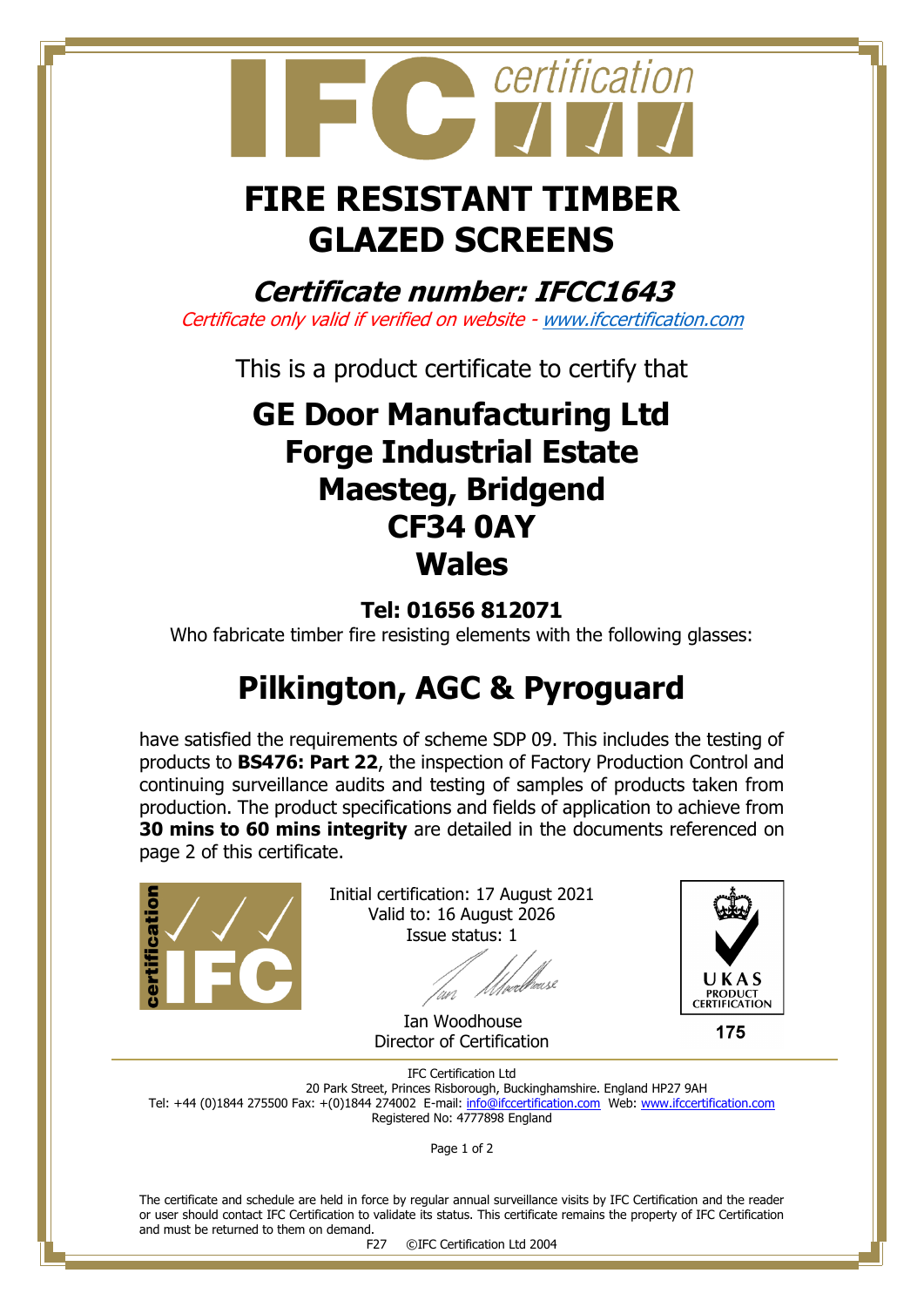# FIRE RESISTANT TIMBER GLAZED SCREENS

## *Certificate number: IFCC1643*

*Certificate only valid if verified on website - www.ifccertification.com*

This is a product certificate to certify that

## GE Door Manufacturing Ltd
## Forge Industrial Estate
## Maesteg, Bridgend
## CF34 0AY
## Wales

**Tel: 01656 812071**

Who fabricate timber fire resisting elements with the following glasses:

## Pilkington, AGC & Pyroguard

have satisfied the requirements of scheme SDP 09. This includes the testing of products to **BS476: Part 22**, the inspection of Factory Production Control and continuing surveillance audits and testing of samples of products taken from production. The product specifications and fields of application to achieve from **30 mins to 60 mins integrity** are detailed in the documents referenced on page 2 of this certificate.

Initial certification: 17 August 2021
Valid to: 16 August 2026
Issue status: 1

Ian Woodhouse
Director of Certification

UKAS PRODUCT CERTIFICATION
175

IFC Certification Ltd
20 Park Street, Princes Risborough, Buckinghamshire. England HP27 9AH
Tel: +44 (0)1844 275500 Fax: +(0)1844 274002 E-mail: info@ifccertification.com Web: www.ifccertification.com
Registered No: 4777898 England

The certificate and schedule are held in force by regular annual surveillance visits by IFC Certification and the reader or user should contact IFC Certification to validate its status. This certificate remains the property of IFC Certification and must be returned to them on demand.

F27 ©IFC Certification Ltd 2004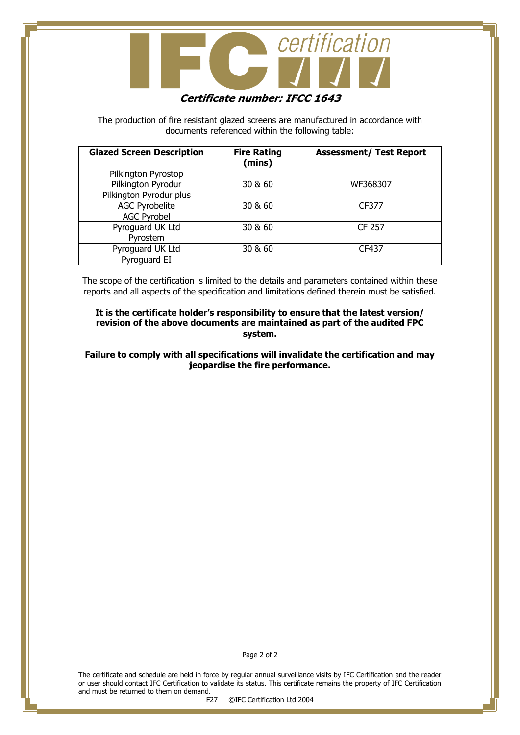***Certificate number: IFCC 1643***

The production of fire resistant glazed screens are manufactured in accordance with documents referenced within the following table:

| Glazed Screen Description | Fire Rating (mins) | Assessment/ Test Report |
|---|---|---|
| Pilkington Pyrostop<br>Pilkington Pyrodur<br>Pilkington Pyrodur plus | 30 & 60 | WF368307 |
| AGC Pyrobelite<br>AGC Pyrobel | 30 & 60 | CF377 |
| Pyroguard UK Ltd<br>Pyrostem | 30 & 60 | CF 257 |
| Pyroguard UK Ltd<br>Pyroguard EI | 30 & 60 | CF437 |

The scope of the certification is limited to the details and parameters contained within these reports and all aspects of the specification and limitations defined therein must be satisfied.

**It is the certificate holder's responsibility to ensure that the latest version/ revision of the above documents are maintained as part of the audited FPC system.**

**Failure to comply with all specifications will invalidate the certification and may jeopardise the fire performance.**

The certificate and schedule are held in force by regular annual surveillance visits by IFC Certification and the reader or user should contact IFC Certification to validate its status. This certificate remains the property of IFC Certification and must be returned to them on demand.

F27 ©IFC Certification Ltd 2004